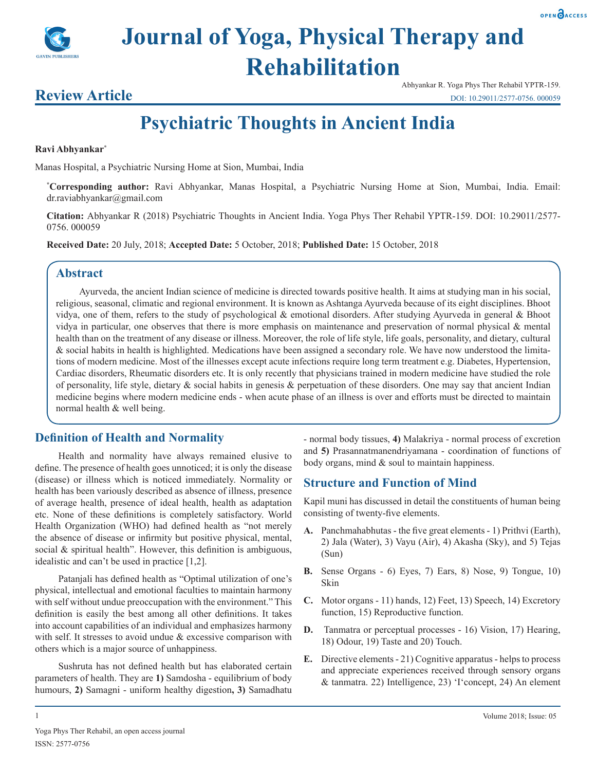# Journal of Yoga, Physical Therapy and Rehabilitation

**Review Article**

Abhyankar R. Yoga Phys Ther Rehabil YPTR-159.
DOI: 10.29011/2577-0756. 000059

# Psychiatric Thoughts in Ancient India

**Ravi Abhyankar***

Manas Hospital, a Psychiatric Nursing Home at Sion, Mumbai, India

***Corresponding author:** Ravi Abhyankar, Manas Hospital, a Psychiatric Nursing Home at Sion, Mumbai, India. Email: dr.raviabhyankar@gmail.com

**Citation:** Abhyankar R (2018) Psychiatric Thoughts in Ancient India. Yoga Phys Ther Rehabil YPTR-159. DOI: 10.29011/2577-0756. 000059

**Received Date:** 20 July, 2018; **Accepted Date:** 5 October, 2018; **Published Date:** 15 October, 2018

## Abstract

Ayurveda, the ancient Indian science of medicine is directed towards positive health. It aims at studying man in his social, religious, seasonal, climatic and regional environment. It is known as Ashtanga Ayurveda because of its eight disciplines. Bhoot vidya, one of them, refers to the study of psychological & emotional disorders. After studying Ayurveda in general & Bhoot vidya in particular, one observes that there is more emphasis on maintenance and preservation of normal physical & mental health than on the treatment of any disease or illness. Moreover, the role of life style, life goals, personality, and dietary, cultural & social habits in health is highlighted. Medications have been assigned a secondary role. We have now understood the limitations of modern medicine. Most of the illnesses except acute infections require long term treatment e.g. Diabetes, Hypertension, Cardiac disorders, Rheumatic disorders etc. It is only recently that physicians trained in modern medicine have studied the role of personality, life style, dietary & social habits in genesis & perpetuation of these disorders. One may say that ancient Indian medicine begins where modern medicine ends - when acute phase of an illness is over and efforts must be directed to maintain normal health & well being.

## Definition of Health and Normality

Health and normality have always remained elusive to define. The presence of health goes unnoticed; it is only the disease (disease) or illness which is noticed immediately. Normality or health has been variously described as absence of illness, presence of average health, presence of ideal health, health as adaptation etc. None of these definitions is completely satisfactory. World Health Organization (WHO) had defined health as "not merely the absence of disease or infirmity but positive physical, mental, social & spiritual health". However, this definition is ambiguous, idealistic and can't be used in practice [1,2].

Patanjali has defined health as "Optimal utilization of one's physical, intellectual and emotional faculties to maintain harmony with self without undue preoccupation with the environment." This definition is easily the best among all other definitions. It takes into account capabilities of an individual & emphasizes harmony with self. It stresses to avoid undue & excessive comparison with others which is a major source of unhappiness.

Sushruta has not defined health but has elaborated certain parameters of health. They are **1)** Samdosha - equilibrium of body humours, **2)** Samagni - uniform healthy digestion**, 3)** Samadhatu - normal body tissues, **4)** Malakriya - normal process of excretion and **5)** Prasannatmanendriyamana - coordination of functions of body organs, mind & soul to maintain happiness.

## Structure and Function of Mind

Kapil muni has discussed in detail the constituents of human being consisting of twenty-five elements.

**A.** Panchmahabhutas - the five great elements - 1) Prithvi (Earth), 2) Jala (Water), 3) Vayu (Air), 4) Akasha (Sky), and 5) Tejas (Sun)

**B.** Sense Organs - 6) Eyes, 7) Ears, 8) Nose, 9) Tongue, 10) Skin

**C.** Motor organs - 11) hands, 12) Feet, 13) Speech, 14) Excretory function, 15) Reproductive function.

**D.** Tanmatra or perceptual processes - 16) Vision, 17) Hearing, 18) Odour, 19) Taste and 20) Touch.

**E.** Directive elements - 21) Cognitive apparatus - helps to process and appreciate experiences received through sensory organs & tanmatra. 22) Intelligence, 23) 'I'concept, 24) An element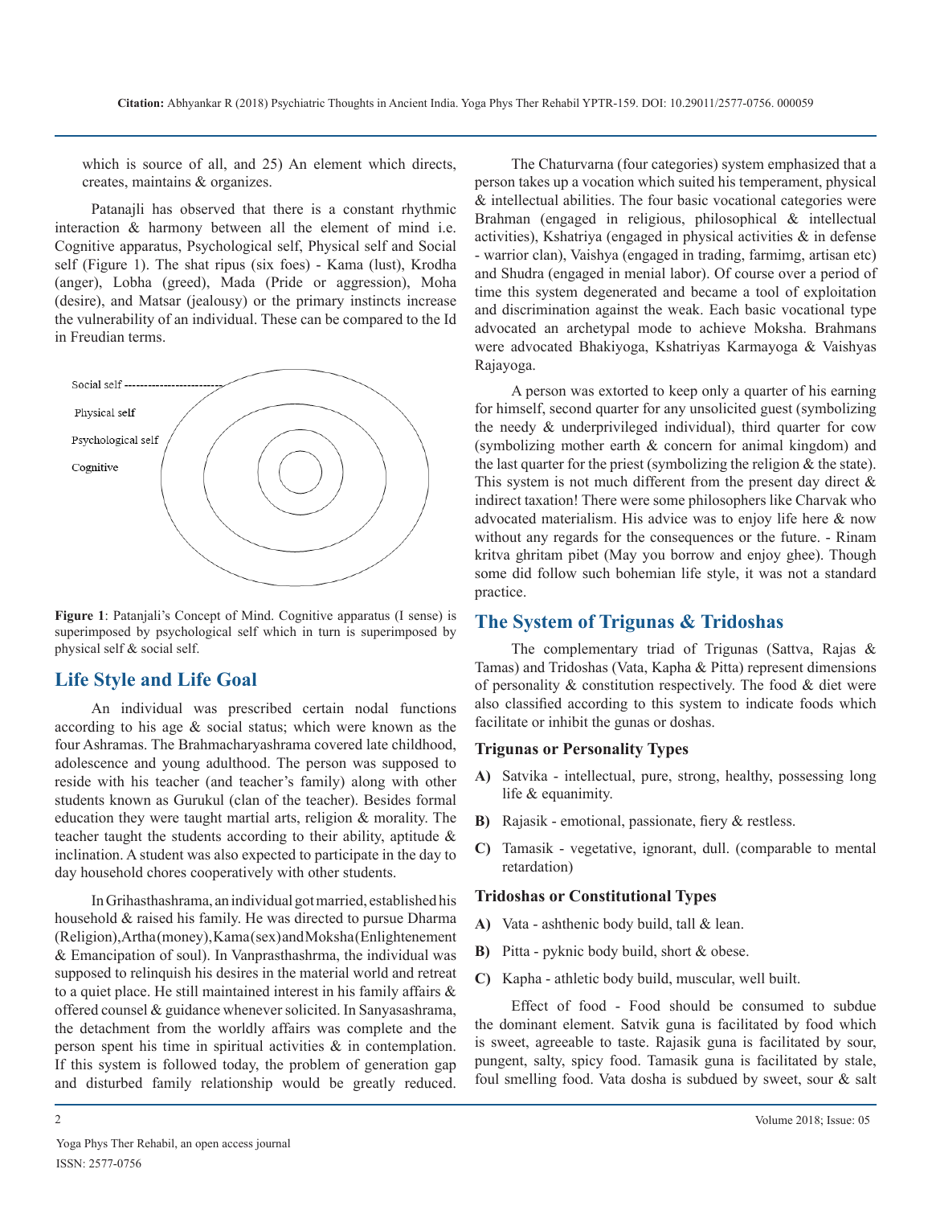which is source of all, and 25) An element which directs, creates, maintains & organizes.

Patanajli has observed that there is a constant rhythmic interaction & harmony between all the element of mind i.e. Cognitive apparatus, Psychological self, Physical self and Social self (Figure 1). The shat ripus (six foes) - Kama (lust), Krodha (anger), Lobha (greed), Mada (Pride or aggression), Moha (desire), and Matsar (jealousy) or the primary instincts increase the vulnerability of an individual. These can be compared to the Id in Freudian terms.

Social self

Physical self

Psychological self

Cognitive

**Figure 1**: Patanjali's Concept of Mind. Cognitive apparatus (I sense) is superimposed by psychological self which in turn is superimposed by physical self & social self.

## Life Style and Life Goal

An individual was prescribed certain nodal functions according to his age & social status; which were known as the four Ashramas. The Brahmacharyashrama covered late childhood, adolescence and young adulthood. The person was supposed to reside with his teacher (and teacher's family) along with other students known as Gurukul (clan of the teacher). Besides formal education they were taught martial arts, religion & morality. The teacher taught the students according to their ability, aptitude & inclination. A student was also expected to participate in the day to day household chores cooperatively with other students.

In Grihasthashrama, an individual got married, established his household & raised his family. He was directed to pursue Dharma (Religion), Artha (money), Kama (sex) and Moksha (Enlightenement & Emancipation of soul). In Vanprasthashrma, the individual was supposed to relinquish his desires in the material world and retreat to a quiet place. He still maintained interest in his family affairs & offered counsel & guidance whenever solicited. In Sanyasashrama, the detachment from the worldly affairs was complete and the person spent his time in spiritual activities & in contemplation. If this system is followed today, the problem of generation gap and disturbed family relationship would be greatly reduced.

The Chaturvarna (four categories) system emphasized that a person takes up a vocation which suited his temperament, physical & intellectual abilities. The four basic vocational categories were Brahman (engaged in religious, philosophical & intellectual activities), Kshatriya (engaged in physical activities & in defense - warrior clan), Vaishya (engaged in trading, farmimg, artisan etc) and Shudra (engaged in menial labor). Of course over a period of time this system degenerated and became a tool of exploitation and discrimination against the weak. Each basic vocational type advocated an archetypal mode to achieve Moksha. Brahmans were advocated Bhakiyoga, Kshatriyas Karmayoga & Vaishyas Rajayoga.

A person was extorted to keep only a quarter of his earning for himself, second quarter for any unsolicited guest (symbolizing the needy & underprivileged individual), third quarter for cow (symbolizing mother earth & concern for animal kingdom) and the last quarter for the priest (symbolizing the religion & the state). This system is not much different from the present day direct & indirect taxation! There were some philosophers like Charvak who advocated materialism. His advice was to enjoy life here & now without any regards for the consequences or the future. - Rinam kritva ghritam pibet (May you borrow and enjoy ghee). Though some did follow such bohemian life style, it was not a standard practice.

## The System of Trigunas & Tridoshas

The complementary triad of Trigunas (Sattva, Rajas & Tamas) and Tridoshas (Vata, Kapha & Pitta) represent dimensions of personality & constitution respectively. The food & diet were also classified according to this system to indicate foods which facilitate or inhibit the gunas or doshas.

### Trigunas or Personality Types

**A)** Satvika - intellectual, pure, strong, healthy, possessing long life & equanimity.

**B)** Rajasik - emotional, passionate, fiery & restless.

**C)** Tamasik - vegetative, ignorant, dull. (comparable to mental retardation)

### Tridoshas or Constitutional Types

**A)** Vata - ashthenic body build, tall & lean.

**B)** Pitta - pyknic body build, short & obese.

**C)** Kapha - athletic body build, muscular, well built.

Effect of food - Food should be consumed to subdue the dominant element. Satvik guna is facilitated by food which is sweet, agreeable to taste. Rajasik guna is facilitated by sour, pungent, salty, spicy food. Tamasik guna is facilitated by stale, foul smelling food. Vata dosha is subdued by sweet, sour & salt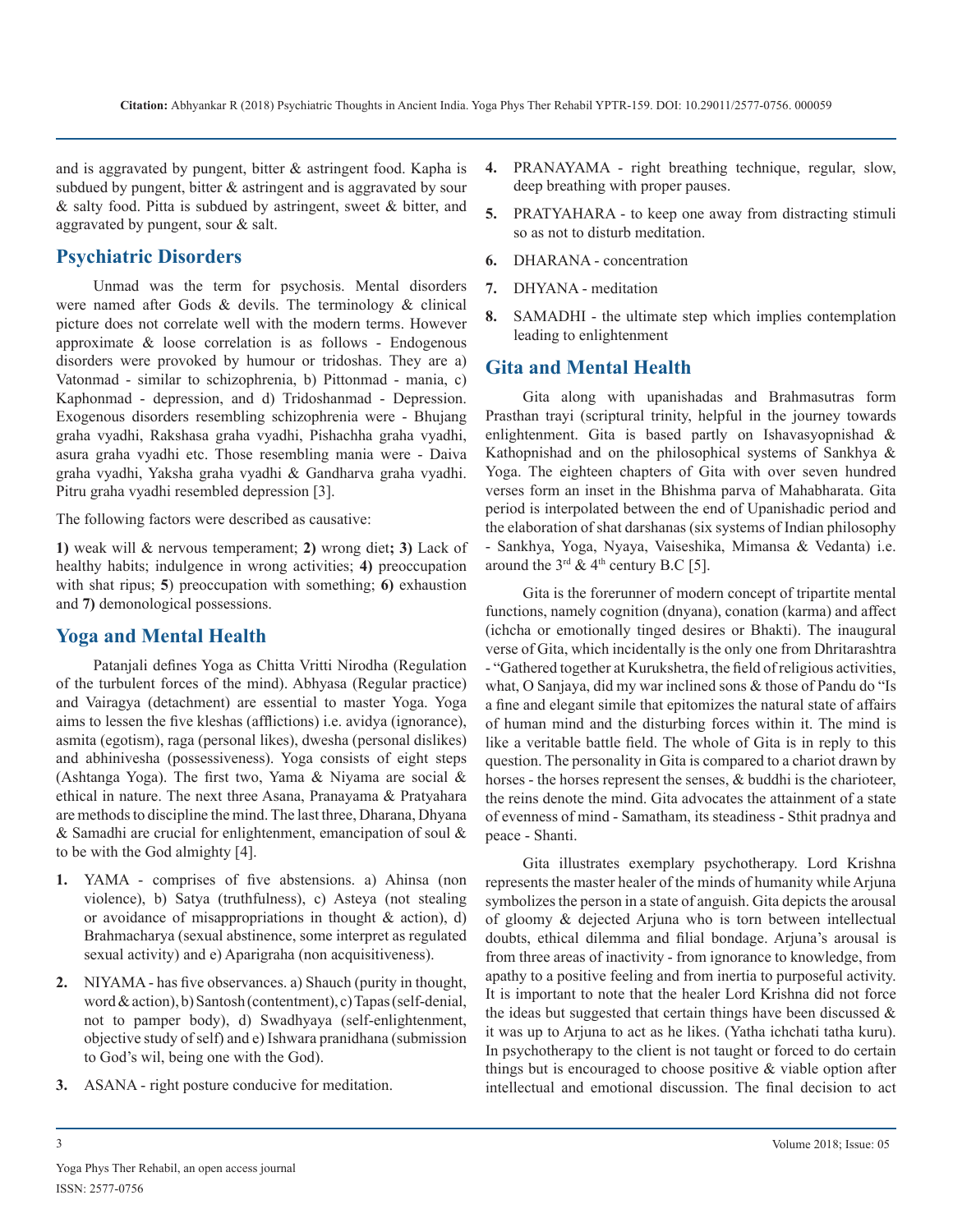and is aggravated by pungent, bitter & astringent food. Kapha is subdued by pungent, bitter & astringent and is aggravated by sour & salty food. Pitta is subdued by astringent, sweet & bitter, and aggravated by pungent, sour & salt.

## Psychiatric Disorders

Unmad was the term for psychosis. Mental disorders were named after Gods & devils. The terminology & clinical picture does not correlate well with the modern terms. However approximate & loose correlation is as follows - Endogenous disorders were provoked by humour or tridoshas. They are a) Vatonmad - similar to schizophrenia, b) Pittonmad - mania, c) Kaphonmad - depression, and d) Tridoshanmad - Depression. Exogenous disorders resembling schizophrenia were - Bhujang graha vyadhi, Rakshasa graha vyadhi, Pishachha graha vyadhi, asura graha vyadhi etc. Those resembling mania were - Daiva graha vyadhi, Yaksha graha vyadhi & Gandharva graha vyadhi. Pitru graha vyadhi resembled depression [3].

The following factors were described as causative:

**1)** weak will & nervous temperament; **2)** wrong diet**; 3)** Lack of healthy habits; indulgence in wrong activities; **4)** preoccupation with shat ripus; **5**) preoccupation with something; **6)** exhaustion and **7)** demonological possessions.

## Yoga and Mental Health

Patanjali defines Yoga as Chitta Vritti Nirodha (Regulation of the turbulent forces of the mind). Abhyasa (Regular practice) and Vairagya (detachment) are essential to master Yoga. Yoga aims to lessen the five kleshas (afflictions) i.e. avidya (ignorance), asmita (egotism), raga (personal likes), dwesha (personal dislikes) and abhinivesha (possessiveness). Yoga consists of eight steps (Ashtanga Yoga). The first two, Yama & Niyama are social & ethical in nature. The next three Asana, Pranayama & Pratyahara are methods to discipline the mind. The last three, Dharana, Dhyana & Samadhi are crucial for enlightenment, emancipation of soul & to be with the God almighty [4].

1. YAMA - comprises of five abstensions. a) Ahinsa (non violence), b) Satya (truthfulness), c) Asteya (not stealing or avoidance of misappropriations in thought & action), d) Brahmacharya (sexual abstinence, some interpret as regulated sexual activity) and e) Aparigraha (non acquisitiveness).
2. NIYAMA - has five observances. a) Shauch (purity in thought, word & action), b) Santosh (contentment), c) Tapas (self-denial, not to pamper body), d) Swadhyaya (self-enlightenment, objective study of self) and e) Ishwara pranidhana (submission to God's wil, being one with the God).
3. ASANA - right posture conducive for meditation.
4. PRANAYAMA - right breathing technique, regular, slow, deep breathing with proper pauses.
5. PRATYAHARA - to keep one away from distracting stimuli so as not to disturb meditation.
6. DHARANA - concentration
7. DHYANA - meditation
8. SAMADHI - the ultimate step which implies contemplation leading to enlightenment

## Gita and Mental Health

Gita along with upanishadas and Brahmasutras form Prasthan trayi (scriptural trinity, helpful in the journey towards enlightenment. Gita is based partly on Ishavasyopnishad & Kathopnishad and on the philosophical systems of Sankhya & Yoga. The eighteen chapters of Gita with over seven hundred verses form an inset in the Bhishma parva of Mahabharata. Gita period is interpolated between the end of Upanishadic period and the elaboration of shat darshanas (six systems of Indian philosophy - Sankhya, Yoga, Nyaya, Vaiseshika, Mimansa & Vedanta) i.e. around the 3rd & 4th century B.C [5].

Gita is the forerunner of modern concept of tripartite mental functions, namely cognition (dnyana), conation (karma) and affect (ichcha or emotionally tinged desires or Bhakti). The inaugural verse of Gita, which incidentally is the only one from Dhritarashtra - "Gathered together at Kurukshetra, the field of religious activities, what, O Sanjaya, did my war inclined sons & those of Pandu do "Is a fine and elegant simile that epitomizes the natural state of affairs of human mind and the disturbing forces within it. The mind is like a veritable battle field. The whole of Gita is in reply to this question. The personality in Gita is compared to a chariot drawn by horses - the horses represent the senses, & buddhi is the charioteer, the reins denote the mind. Gita advocates the attainment of a state of evenness of mind - Samatham, its steadiness - Sthit pradnya and peace - Shanti.

Gita illustrates exemplary psychotherapy. Lord Krishna represents the master healer of the minds of humanity while Arjuna symbolizes the person in a state of anguish. Gita depicts the arousal of gloomy & dejected Arjuna who is torn between intellectual doubts, ethical dilemma and filial bondage. Arjuna's arousal is from three areas of inactivity - from ignorance to knowledge, from apathy to a positive feeling and from inertia to purposeful activity. It is important to note that the healer Lord Krishna did not force the ideas but suggested that certain things have been discussed & it was up to Arjuna to act as he likes. (Yatha ichchati tatha kuru). In psychotherapy to the client is not taught or forced to do certain things but is encouraged to choose positive & viable option after intellectual and emotional discussion. The final decision to act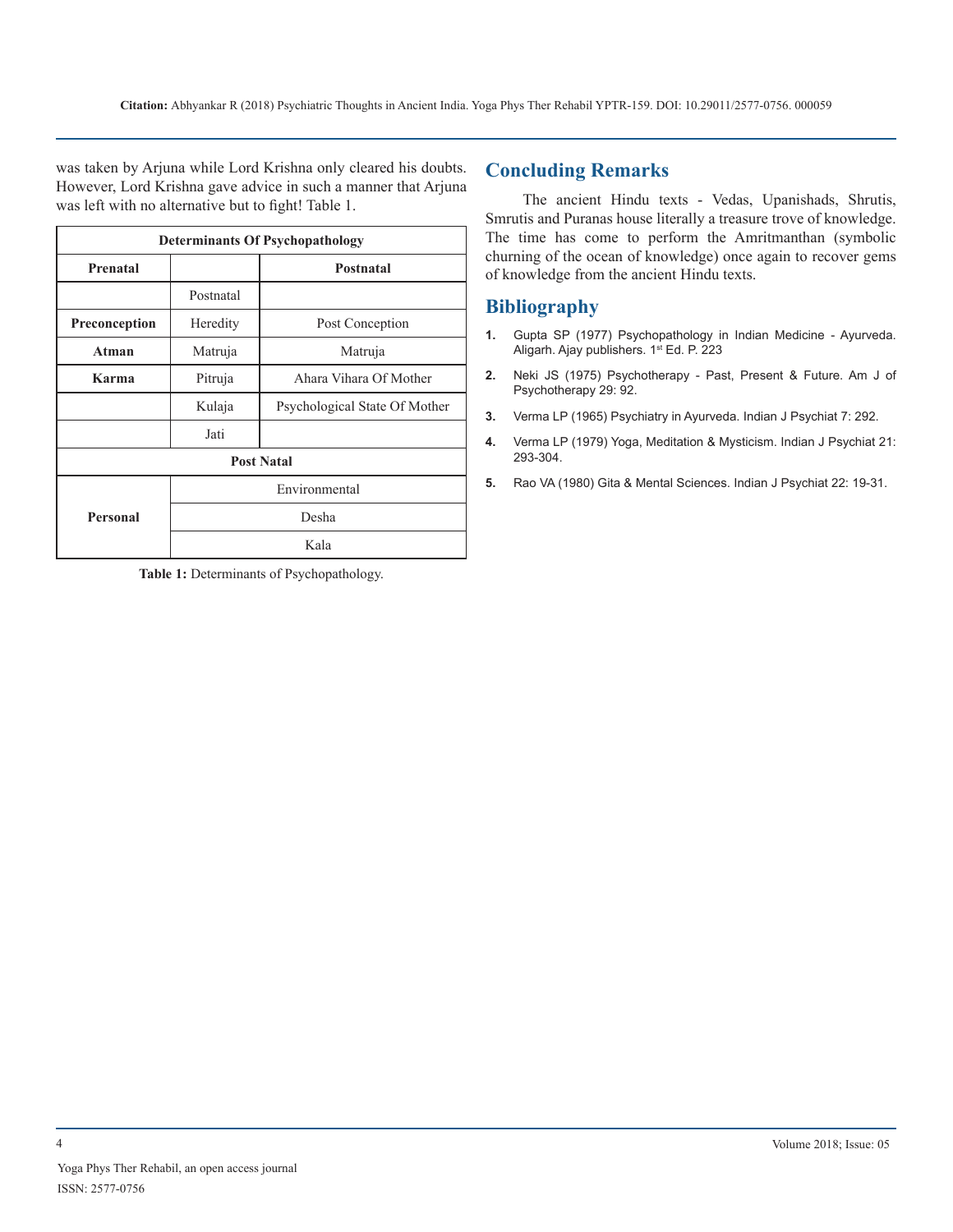was taken by Arjuna while Lord Krishna only cleared his doubts. However, Lord Krishna gave advice in such a manner that Arjuna was left with no alternative but to fight! Table 1.

| Determinants Of Psychopathology | | |
|---|---|---|
| **Prenatal** | | **Postnatal** |
| | Postnatal | |
| **Preconception** | Heredity | Post Conception |
| **Atman** | Matruja | Matruja |
| **Karma** | Pitruja | Ahara Vihara Of Mother |
| | Kulaja | Psychological State Of Mother |
| | Jati | |
| **Post Natal** | | |
| **Personal** | Environmental | |
| | Desha | |
| | Kala | |

**Table 1:** Determinants of Psychopathology.

## Concluding Remarks

The ancient Hindu texts - Vedas, Upanishads, Shrutis, Smrutis and Puranas house literally a treasure trove of knowledge. The time has come to perform the Amritmanthan (symbolic churning of the ocean of knowledge) once again to recover gems of knowledge from the ancient Hindu texts.

## Bibliography

1. Gupta SP (1977) Psychopathology in Indian Medicine - Ayurveda. Aligarh. Ajay publishers. 1st Ed. P. 223
2. Neki JS (1975) Psychotherapy - Past, Present & Future. Am J of Psychotherapy 29: 92.
3. Verma LP (1965) Psychiatry in Ayurveda. Indian J Psychiat 7: 292.
4. Verma LP (1979) Yoga, Meditation & Mysticism. Indian J Psychiat 21: 293-304.
5. Rao VA (1980) Gita & Mental Sciences. Indian J Psychiat 22: 19-31.